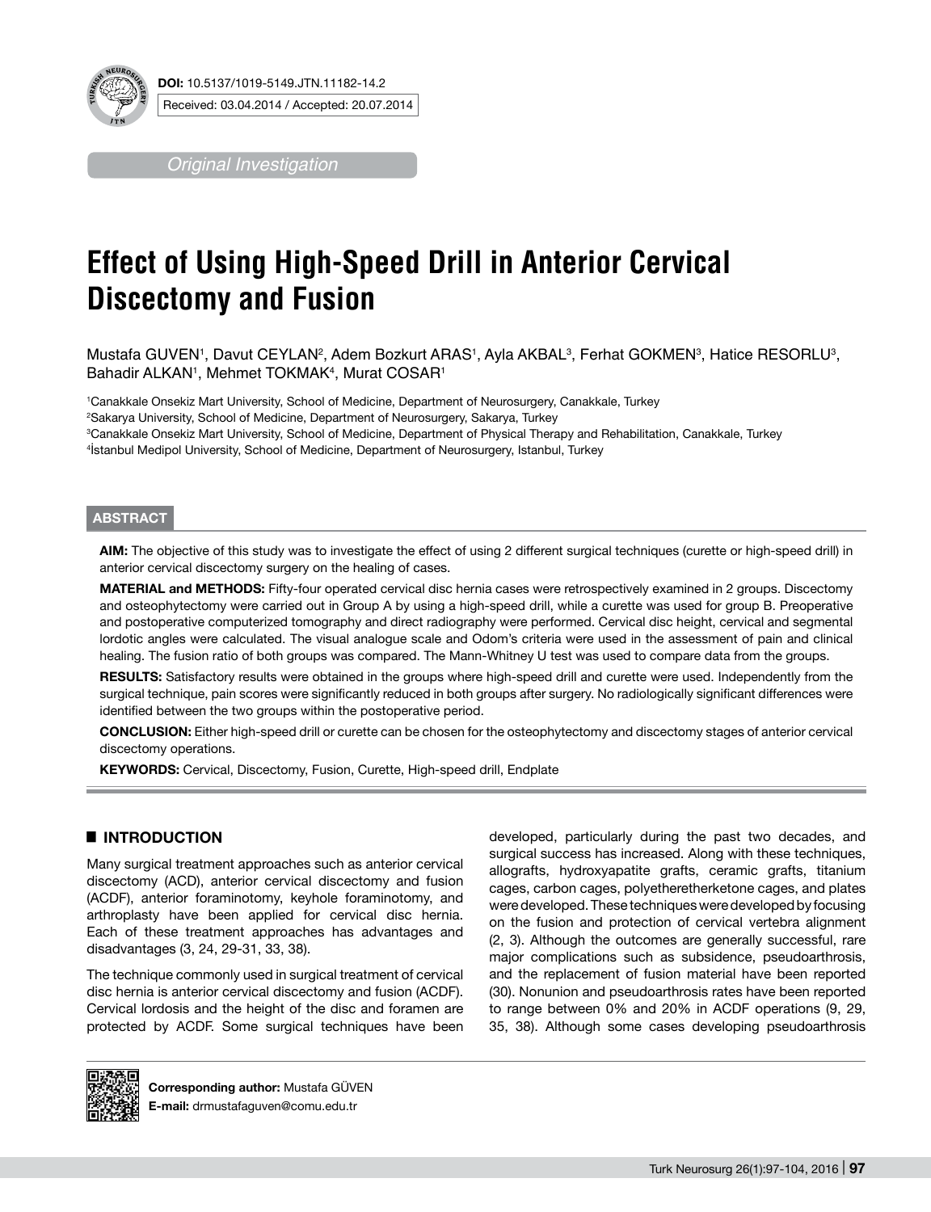DOI: 10.5137/1019-5149.JTN.11182-14.2

Received: 03.04.2014 / Accepted: 20.07.2014

*Original Investigation*

# Effect of Using High-Speed Drill in Anterior Cervical Discectomy and Fusion

Mustafa GUVEN[1], Davut CEYLAN[2], Adem Bozkurt ARAS[1], Ayla AKBAL[3], Ferhat GOKMEN[3], Hatice RESORLU[3], Bahadir ALKAN[1], Mehmet TOKMAK[4], Murat COSAR[1]

[1]Canakkale Onsekiz Mart University, School of Medicine, Department of Neurosurgery, Canakkale, Turkey
[2]Sakarya University, School of Medicine, Department of Neurosurgery, Sakarya, Turkey
[3]Canakkale Onsekiz Mart University, School of Medicine, Department of Physical Therapy and Rehabilitation, Canakkale, Turkey
[4]İstanbul Medipol University, School of Medicine, Department of Neurosurgery, Istanbul, Turkey

## ABSTRACT

**AIM:** The objective of this study was to investigate the effect of using 2 different surgical techniques (curette or high-speed drill) in anterior cervical discectomy surgery on the healing of cases.

**MATERIAL and METHODS:** Fifty-four operated cervical disc hernia cases were retrospectively examined in 2 groups. Discectomy and osteophytectomy were carried out in Group A by using a high-speed drill, while a curette was used for group B. Preoperative and postoperative computerized tomography and direct radiography were performed. Cervical disc height, cervical and segmental lordotic angles were calculated. The visual analogue scale and Odom's criteria were used in the assessment of pain and clinical healing. The fusion ratio of both groups was compared. The Mann-Whitney U test was used to compare data from the groups.

**RESULTS:** Satisfactory results were obtained in the groups where high-speed drill and curette were used. Independently from the surgical technique, pain scores were significantly reduced in both groups after surgery. No radiologically significant differences were identified between the two groups within the postoperative period.

**CONCLUSION:** Either high-speed drill or curette can be chosen for the osteophytectomy and discectomy stages of anterior cervical discectomy operations.

**KEYWORDS:** Cervical, Discectomy, Fusion, Curette, High-speed drill, Endplate

## INTRODUCTION

Many surgical treatment approaches such as anterior cervical discectomy (ACD), anterior cervical discectomy and fusion (ACDF), anterior foraminotomy, keyhole foraminotomy, and arthroplasty have been applied for cervical disc hernia. Each of these treatment approaches has advantages and disadvantages (3, 24, 29-31, 33, 38).

The technique commonly used in surgical treatment of cervical disc hernia is anterior cervical discectomy and fusion (ACDF). Cervical lordosis and the height of the disc and foramen are protected by ACDF. Some surgical techniques have been developed, particularly during the past two decades, and surgical success has increased. Along with these techniques, allografts, hydroxyapatite grafts, ceramic grafts, titanium cages, carbon cages, polyetheretherketone cages, and plates were developed. These techniques were developed by focusing on the fusion and protection of cervical vertebra alignment (2, 3). Although the outcomes are generally successful, rare major complications such as subsidence, pseudoarthrosis, and the replacement of fusion material have been reported (30). Nonunion and pseudoarthrosis rates have been reported to range between 0% and 20% in ACDF operations (9, 29, 35, 38). Although some cases developing pseudoarthrosis

**Corresponding author:** Mustafa GÜVEN
**E-mail:** drmustafaguven@comu.edu.tr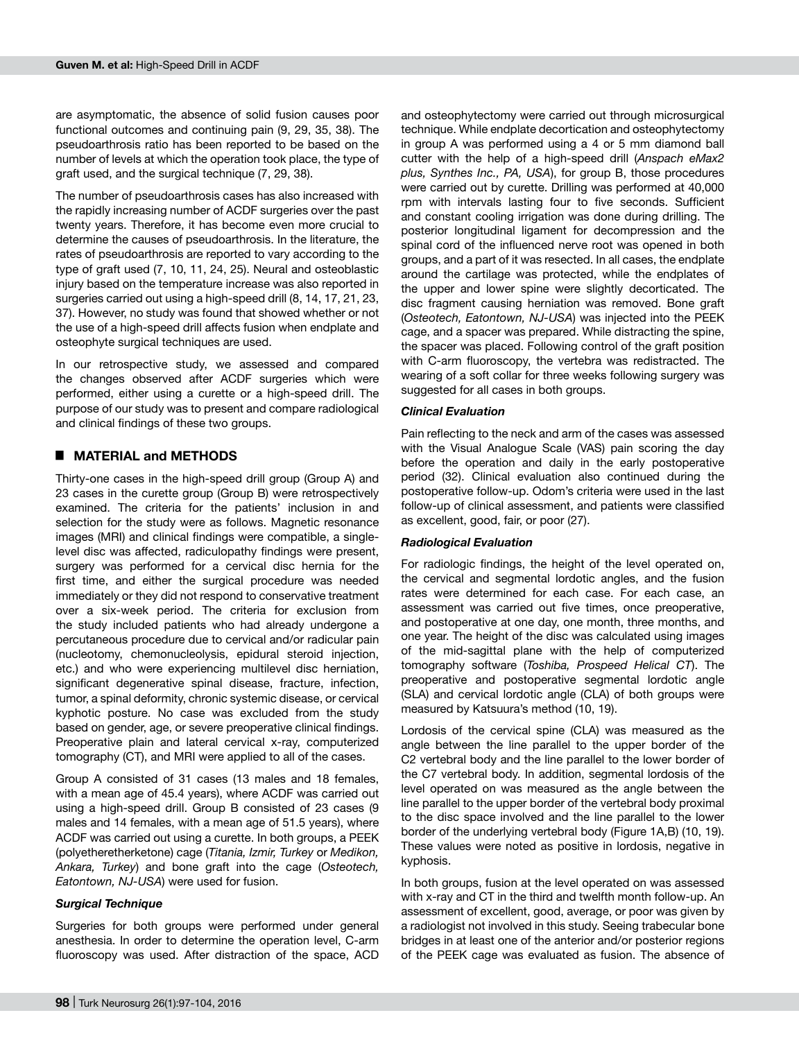are asymptomatic, the absence of solid fusion causes poor functional outcomes and continuing pain (9, 29, 35, 38). The pseudoarthrosis ratio has been reported to be based on the number of levels at which the operation took place, the type of graft used, and the surgical technique (7, 29, 38).

The number of pseudoarthrosis cases has also increased with the rapidly increasing number of ACDF surgeries over the past twenty years. Therefore, it has become even more crucial to determine the causes of pseudoarthrosis. In the literature, the rates of pseudoarthrosis are reported to vary according to the type of graft used (7, 10, 11, 24, 25). Neural and osteoblastic injury based on the temperature increase was also reported in surgeries carried out using a high-speed drill (8, 14, 17, 21, 23, 37). However, no study was found that showed whether or not the use of a high-speed drill affects fusion when endplate and osteophyte surgical techniques are used.

In our retrospective study, we assessed and compared the changes observed after ACDF surgeries which were performed, either using a curette or a high-speed drill. The purpose of our study was to present and compare radiological and clinical findings of these two groups.

## MATERIAL and METHODS

Thirty-one cases in the high-speed drill group (Group A) and 23 cases in the curette group (Group B) were retrospectively examined. The criteria for the patients' inclusion in and selection for the study were as follows. Magnetic resonance images (MRI) and clinical findings were compatible, a single-level disc was affected, radiculopathy findings were present, surgery was performed for a cervical disc hernia for the first time, and either the surgical procedure was needed immediately or they did not respond to conservative treatment over a six-week period. The criteria for exclusion from the study included patients who had already undergone a percutaneous procedure due to cervical and/or radicular pain (nucleotomy, chemonucleolysis, epidural steroid injection, etc.) and who were experiencing multilevel disc herniation, significant degenerative spinal disease, fracture, infection, tumor, a spinal deformity, chronic systemic disease, or cervical kyphotic posture. No case was excluded from the study based on gender, age, or severe preoperative clinical findings. Preoperative plain and lateral cervical x-ray, computerized tomography (CT), and MRI were applied to all of the cases.

Group A consisted of 31 cases (13 males and 18 females, with a mean age of 45.4 years), where ACDF was carried out using a high-speed drill. Group B consisted of 23 cases (9 males and 14 females, with a mean age of 51.5 years), where ACDF was carried out using a curette. In both groups, a PEEK (polyetheretherketone) cage (*Titania, Izmir, Turkey* or *Medikon, Ankara, Turkey*) and bone graft into the cage (*Osteotech, Eatontown, NJ-USA*) were used for fusion.

### *Surgical Technique*

Surgeries for both groups were performed under general anesthesia. In order to determine the operation level, C-arm fluoroscopy was used. After distraction of the space, ACD and osteophytectomy were carried out through microsurgical technique. While endplate decortication and osteophytectomy in group A was performed using a 4 or 5 mm diamond ball cutter with the help of a high-speed drill (*Anspach eMax2 plus, Synthes Inc., PA, USA*), for group B, those procedures were carried out by curette. Drilling was performed at 40,000 rpm with intervals lasting four to five seconds. Sufficient and constant cooling irrigation was done during drilling. The posterior longitudinal ligament for decompression and the spinal cord of the influenced nerve root was opened in both groups, and a part of it was resected. In all cases, the endplate around the cartilage was protected, while the endplates of the upper and lower spine were slightly decorticated. The disc fragment causing herniation was removed. Bone graft (*Osteotech, Eatontown, NJ-USA*) was injected into the PEEK cage, and a spacer was prepared. While distracting the spine, the spacer was placed. Following control of the graft position with C-arm fluoroscopy, the vertebra was redistracted. The wearing of a soft collar for three weeks following surgery was suggested for all cases in both groups.

### *Clinical Evaluation*

Pain reflecting to the neck and arm of the cases was assessed with the Visual Analogue Scale (VAS) pain scoring the day before the operation and daily in the early postoperative period (32). Clinical evaluation also continued during the postoperative follow-up. Odom's criteria were used in the last follow-up of clinical assessment, and patients were classified as excellent, good, fair, or poor (27).

### *Radiological Evaluation*

For radiologic findings, the height of the level operated on, the cervical and segmental lordotic angles, and the fusion rates were determined for each case. For each case, an assessment was carried out five times, once preoperative, and postoperative at one day, one month, three months, and one year. The height of the disc was calculated using images of the mid-sagittal plane with the help of computerized tomography software (*Toshiba, Prospeed Helical CT*). The preoperative and postoperative segmental lordotic angle (SLA) and cervical lordotic angle (CLA) of both groups were measured by Katsuura's method (10, 19).

Lordosis of the cervical spine (CLA) was measured as the angle between the line parallel to the upper border of the C2 vertebral body and the line parallel to the lower border of the C7 vertebral body. In addition, segmental lordosis of the level operated on was measured as the angle between the line parallel to the upper border of the vertebral body proximal to the disc space involved and the line parallel to the lower border of the underlying vertebral body (Figure 1A,B) (10, 19). These values were noted as positive in lordosis, negative in kyphosis.

In both groups, fusion at the level operated on was assessed with x-ray and CT in the third and twelfth month follow-up. An assessment of excellent, good, average, or poor was given by a radiologist not involved in this study. Seeing trabecular bone bridges in at least one of the anterior and/or posterior regions of the PEEK cage was evaluated as fusion. The absence of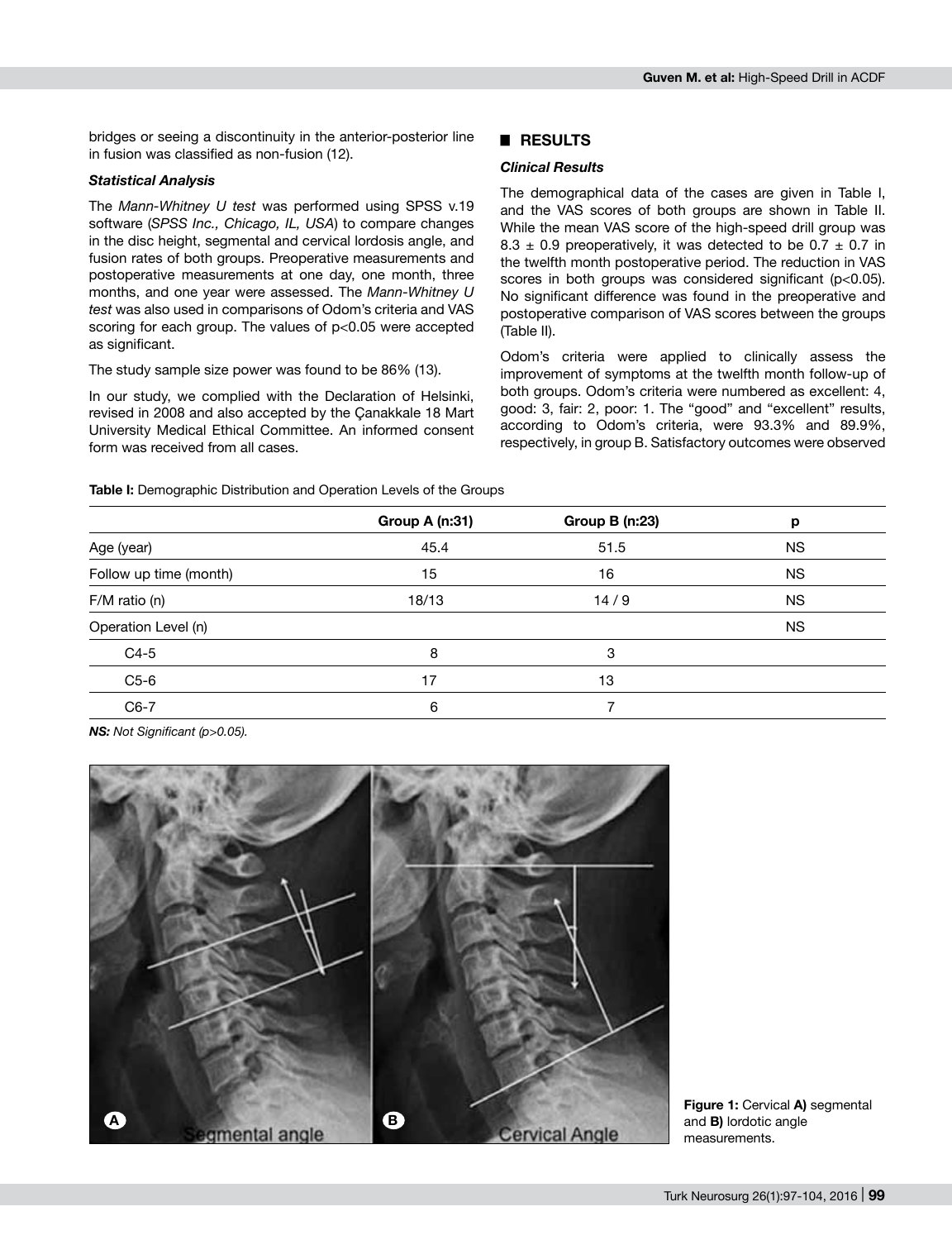bridges or seeing a discontinuity in the anterior-posterior line in fusion was classified as non-fusion (12).

### *Statistical Analysis*

The *Mann-Whitney U test* was performed using SPSS v.19 software (*SPSS Inc., Chicago, IL, USA*) to compare changes in the disc height, segmental and cervical lordosis angle, and fusion rates of both groups. Preoperative measurements and postoperative measurements at one day, one month, three months, and one year were assessed. The *Mann-Whitney U test* was also used in comparisons of Odom's criteria and VAS scoring for each group. The values of $p<0.05$ were accepted as significant.

The study sample size power was found to be 86% (13).

In our study, we complied with the Declaration of Helsinki, revised in 2008 and also accepted by the Çanakkale 18 Mart University Medical Ethical Committee. An informed consent form was received from all cases.

## RESULTS

### *Clinical Results*

The demographical data of the cases are given in Table I, and the VAS scores of both groups are shown in Table II. While the mean VAS score of the high-speed drill group was $8.3 \pm 0.9$ preoperatively, it was detected to be $0.7 \pm 0.7$ in the twelfth month postoperative period. The reduction in VAS scores in both groups was considered significant ($p<0.05$). No significant difference was found in the preoperative and postoperative comparison of VAS scores between the groups (Table II).

Odom's criteria were applied to clinically assess the improvement of symptoms at the twelfth month follow-up of both groups. Odom's criteria were numbered as excellent: 4, good: 3, fair: 2, poor: 1. The "good" and "excellent" results, according to Odom's criteria, were 93.3% and 89.9%, respectively, in group B. Satisfactory outcomes were observed

**Table I:** Demographic Distribution and Operation Levels of the Groups

| | Group A (n:31) | Group B (n:23) | p |
|---|---|---|---|
| Age (year) | 45.4 | 51.5 | NS |
| Follow up time (month) | 15 | 16 | NS |
| F/M ratio (n) | 18/13 | 14 / 9 | NS |
| Operation Level (n) | | | NS |
| C4-5 | 8 | 3 | |
| C5-6 | 17 | 13 | |
| C6-7 | 6 | 7 | |

***NS:** Not Significant (p>0.05).*

**Figure 1:** Cervical **A)** segmental and **B)** lordotic angle measurements.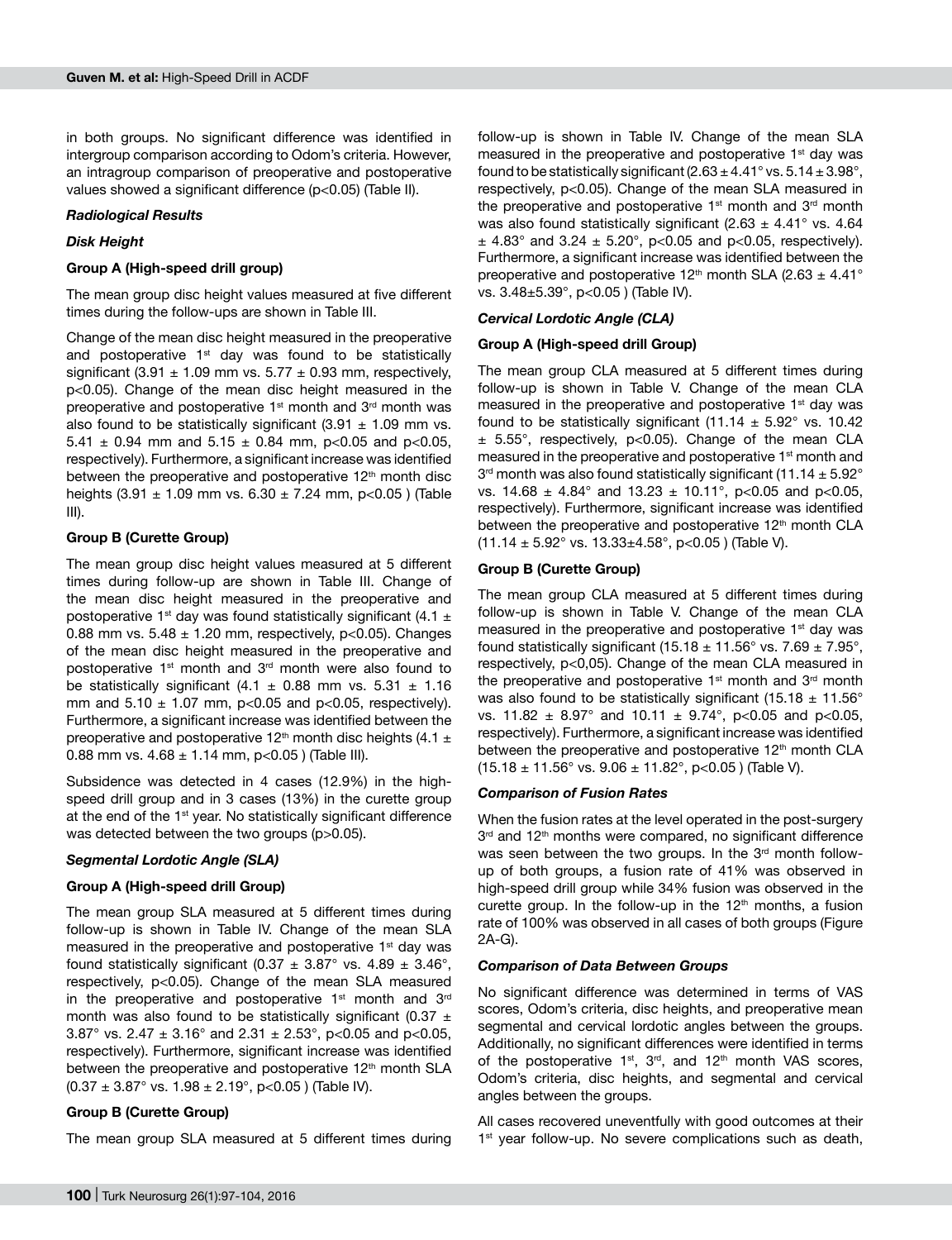in both groups. No significant difference was identified in intergroup comparison according to Odom's criteria. However, an intragroup comparison of preoperative and postoperative values showed a significant difference ($p<0.05$) (Table II).

### *Radiological Results*

### *Disk Height*

**Group A (High-speed drill group)**

The mean group disc height values measured at five different times during the follow-ups are shown in Table III.

Change of the mean disc height measured in the preoperative and postoperative 1st day was found to be statistically significant (3.91 ± 1.09 mm vs. 5.77 ± 0.93 mm, respectively, $p<0.05$). Change of the mean disc height measured in the preoperative and postoperative 1st month and 3rd month was also found to be statistically significant (3.91 ± 1.09 mm vs. 5.41 ± 0.94 mm and 5.15 ± 0.84 mm, $p<0.05$ and $p<0.05$, respectively). Furthermore, a significant increase was identified between the preoperative and postoperative 12th month disc heights (3.91 ± 1.09 mm vs. 6.30 ± 7.24 mm, $p<0.05$ ) (Table III).

**Group B (Curette Group)**

The mean group disc height values measured at 5 different times during follow-up are shown in Table III. Change of the mean disc height measured in the preoperative and postoperative 1st day was found statistically significant (4.1 ± 0.88 mm vs. 5.48 ± 1.20 mm, respectively, $p<0.05$). Changes of the mean disc height measured in the preoperative and postoperative 1st month and 3rd month were also found to be statistically significant (4.1 ± 0.88 mm vs. 5.31 ± 1.16 mm and 5.10 ± 1.07 mm, $p<0.05$ and $p<0.05$, respectively). Furthermore, a significant increase was identified between the preoperative and postoperative 12th month disc heights (4.1 ± 0.88 mm vs. 4.68 ± 1.14 mm, $p<0.05$ ) (Table III).

Subsidence was detected in 4 cases (12.9%) in the high-speed drill group and in 3 cases (13%) in the curette group at the end of the 1st year. No statistically significant difference was detected between the two groups ($p>0.05$).

### *Segmental Lordotic Angle (SLA)*

**Group A (High-speed drill Group)**

The mean group SLA measured at 5 different times during follow-up is shown in Table IV. Change of the mean SLA measured in the preoperative and postoperative 1st day was found statistically significant (0.37 ± 3.87° vs. 4.89 ± 3.46°, respectively, $p<0.05$). Change of the mean SLA measured in the preoperative and postoperative 1st month and 3rd month was also found to be statistically significant (0.37 ± 3.87° vs. 2.47 ± 3.16° and 2.31 ± 2.53°, $p<0.05$ and $p<0.05$, respectively). Furthermore, significant increase was identified between the preoperative and postoperative 12th month SLA (0.37 ± 3.87° vs. 1.98 ± 2.19°, $p<0.05$ ) (Table IV).

**Group B (Curette Group)**

The mean group SLA measured at 5 different times during follow-up is shown in Table IV. Change of the mean SLA measured in the preoperative and postoperative 1st day was found to be statistically significant (2.63 ± 4.41° vs. 5.14 ± 3.98°, respectively, $p<0.05$). Change of the mean SLA measured in the preoperative and postoperative 1st month and 3rd month was also found statistically significant (2.63 ± 4.41° vs. 4.64 ± 4.83° and 3.24 ± 5.20°, $p<0.05$ and $p<0.05$, respectively). Furthermore, a significant increase was identified between the preoperative and postoperative 12th month SLA (2.63 ± 4.41° vs. 3.48±5.39°, $p<0.05$ ) (Table IV).

### *Cervical Lordotic Angle (CLA)*

**Group A (High-speed drill Group)**

The mean group CLA measured at 5 different times during follow-up is shown in Table V. Change of the mean CLA measured in the preoperative and postoperative 1st day was found to be statistically significant (11.14 ± 5.92° vs. 10.42 ± 5.55°, respectively, $p<0.05$). Change of the mean CLA measured in the preoperative and postoperative 1st month and 3rd month was also found statistically significant (11.14 ± 5.92° vs. 14.68 ± 4.84° and 13.23 ± 10.11°, $p<0.05$ and $p<0.05$, respectively). Furthermore, significant increase was identified between the preoperative and postoperative 12th month CLA (11.14 ± 5.92° vs. 13.33±4.58°, $p<0.05$ ) (Table V).

**Group B (Curette Group)**

The mean group CLA measured at 5 different times during follow-up is shown in Table V. Change of the mean CLA measured in the preoperative and postoperative 1st day was found statistically significant (15.18 ± 11.56° vs. 7.69 ± 7.95°, respectively, $p<0,05$). Change of the mean CLA measured in the preoperative and postoperative 1st month and 3rd month was also found to be statistically significant (15.18 ± 11.56° vs. 11.82 ± 8.97° and 10.11 ± 9.74°, $p<0.05$ and $p<0.05$, respectively). Furthermore, a significant increase was identified between the preoperative and postoperative 12th month CLA (15.18 ± 11.56° vs. 9.06 ± 11.82°, $p<0.05$ ) (Table V).

### *Comparison of Fusion Rates*

When the fusion rates at the level operated in the post-surgery 3rd and 12th months were compared, no significant difference was seen between the two groups. In the 3rd month follow-up of both groups, a fusion rate of 41% was observed in high-speed drill group while 34% fusion was observed in the curette group. In the follow-up in the 12th months, a fusion rate of 100% was observed in all cases of both groups (Figure 2A-G).

### *Comparison of Data Between Groups*

No significant difference was determined in terms of VAS scores, Odom's criteria, disc heights, and preoperative mean segmental and cervical lordotic angles between the groups. Additionally, no significant differences were identified in terms of the postoperative 1st, 3rd, and 12th month VAS scores, Odom's criteria, disc heights, and segmental and cervical angles between the groups.

All cases recovered uneventfully with good outcomes at their 1st year follow-up. No severe complications such as death,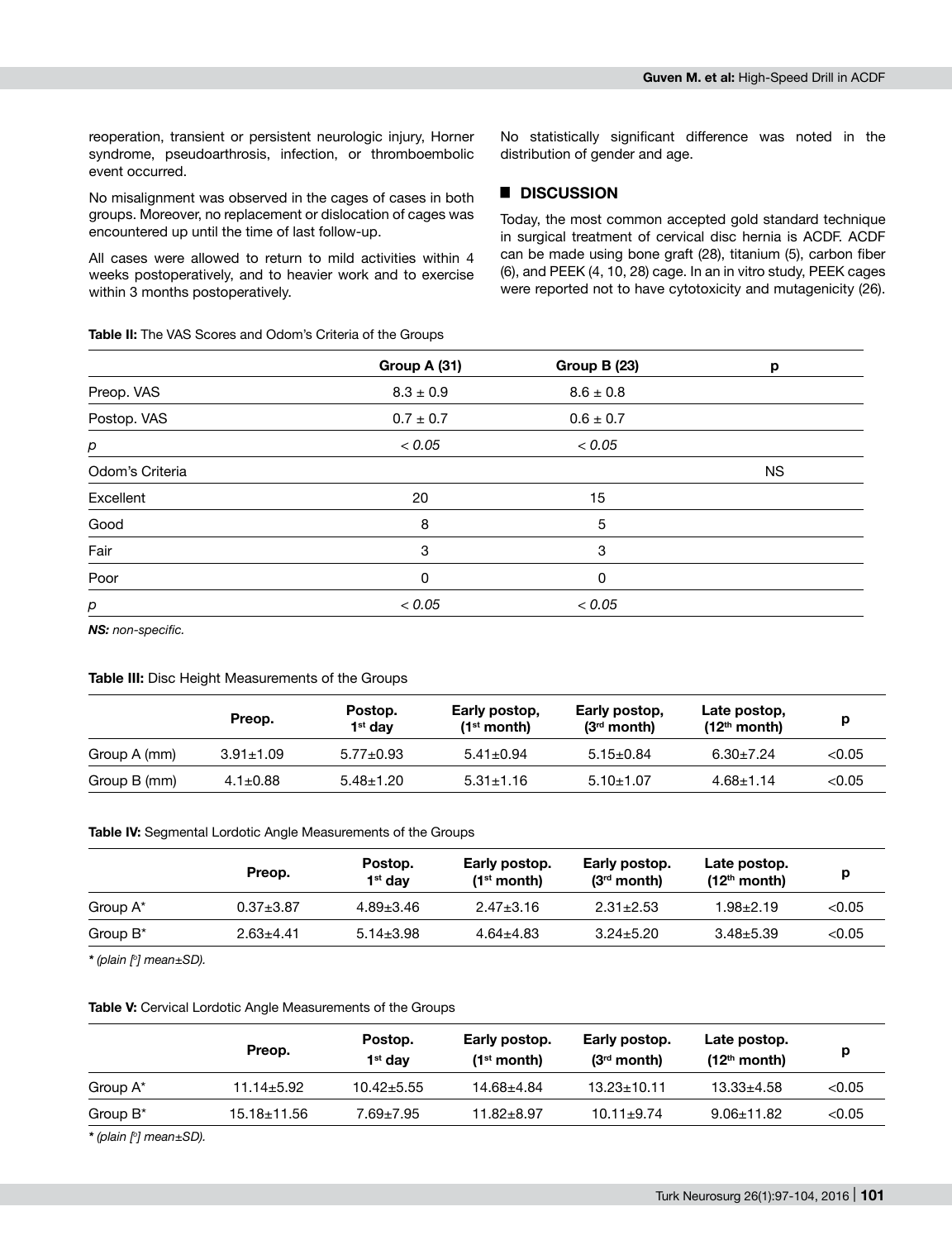reoperation, transient or persistent neurologic injury, Horner syndrome, pseudoarthrosis, infection, or thromboembolic event occurred.

No misalignment was observed in the cages of cases in both groups. Moreover, no replacement or dislocation of cages was encountered up until the time of last follow-up.

All cases were allowed to return to mild activities within 4 weeks postoperatively, and to heavier work and to exercise within 3 months postoperatively.

No statistically significant difference was noted in the distribution of gender and age.

## DISCUSSION

Today, the most common accepted gold standard technique in surgical treatment of cervical disc hernia is ACDF. ACDF can be made using bone graft (28), titanium (5), carbon fiber (6), and PEEK (4, 10, 28) cage. In an in vitro study, PEEK cages were reported not to have cytotoxicity and mutagenicity (26).

**Table II:** The VAS Scores and Odom's Criteria of the Groups

| | Group A (31) | Group B (23) | p |
|---|---|---|---|
| Preop. VAS | 8.3 ± 0.9 | 8.6 ± 0.8 | |
| Postop. VAS | 0.7 ± 0.7 | 0.6 ± 0.7 | |
| *p* | *< 0.05* | *< 0.05* | |
| Odom's Criteria | | | NS |
| Excellent | 20 | 15 | |
| Good | 8 | 5 | |
| Fair | 3 | 3 | |
| Poor | 0 | 0 | |
| *p* | *< 0.05* | *< 0.05* | |

***NS:** non-specific.*

**Table III:** Disc Height Measurements of the Groups

| | Preop. | Postop. 1st day | Early postop, (1st month) | Early postop, (3rd month) | Late postop, (12th month) | p |
|---|---|---|---|---|---|---|
| Group A (mm) | 3.91±1.09 | 5.77±0.93 | 5.41±0.94 | 5.15±0.84 | 6.30±7.24 | <0.05 |
| Group B (mm) | 4.1±0.88 | 5.48±1.20 | 5.31±1.16 | 5.10±1.07 | 4.68±1.14 | <0.05 |

**Table IV:** Segmental Lordotic Angle Measurements of the Groups

| | Preop. | Postop. 1st day | Early postop. (1st month) | Early postop. (3rd month) | Late postop. (12th month) | p |
|---|---|---|---|---|---|---|
| Group A* | 0.37±3.87 | 4.89±3.46 | 2.47±3.16 | 2.31±2.53 | 1.98±2.19 | <0.05 |
| Group B* | 2.63±4.41 | 5.14±3.98 | 4.64±4.83 | 3.24±5.20 | 3.48±5.39 | <0.05 |

***** *(plain [°] mean±SD).*

**Table V:** Cervical Lordotic Angle Measurements of the Groups

| | Preop. | Postop. 1st day | Early postop. (1st month) | Early postop. (3rd month) | Late postop. (12th month) | p |
|---|---|---|---|---|---|---|
| Group A* | 11.14±5.92 | 10.42±5.55 | 14.68±4.84 | 13.23±10.11 | 13.33±4.58 | <0.05 |
| Group B* | 15.18±11.56 | 7.69±7.95 | 11.82±8.97 | 10.11±9.74 | 9.06±11.82 | <0.05 |

***** *(plain [°] mean±SD).*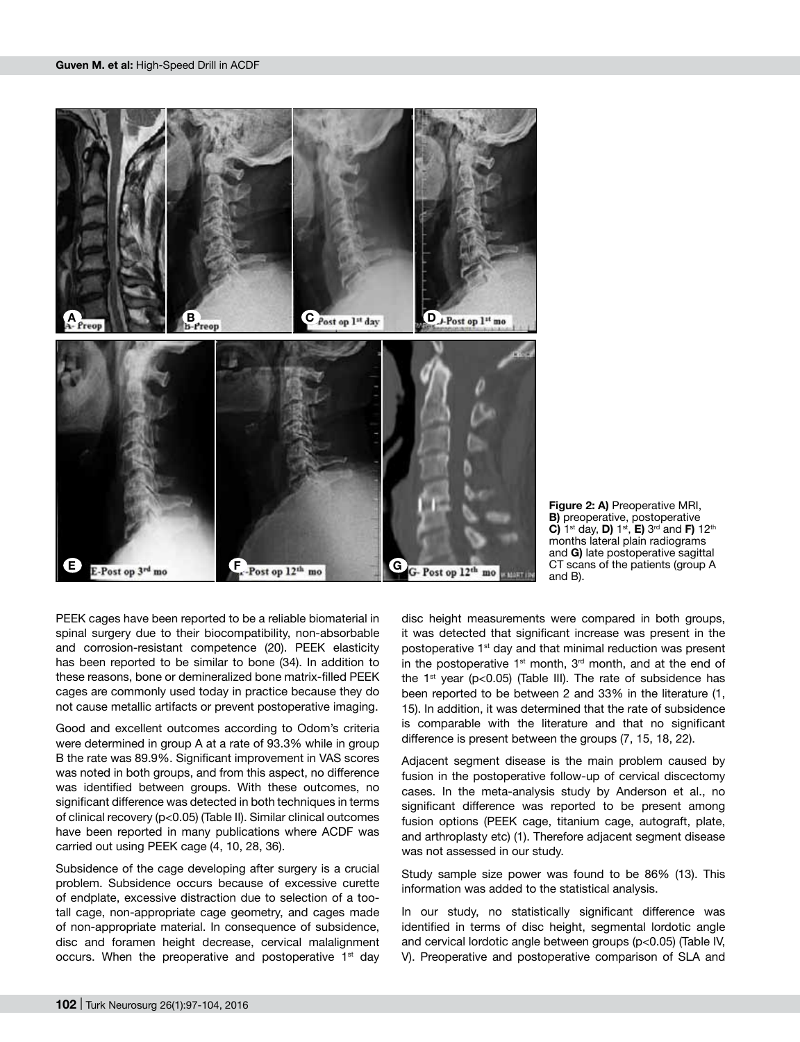**Figure 2: A)** Preoperative MRI, **B)** preoperative, postoperative **C)** 1st day, **D)** 1st, **E)** 3rd and **F)** 12th months lateral plain radiograms and **G)** late postoperative sagittal CT scans of the patients (group A and B).

PEEK cages have been reported to be a reliable biomaterial in spinal surgery due to their biocompatibility, non-absorbable and corrosion-resistant competence (20). PEEK elasticity has been reported to be similar to bone (34). In addition to these reasons, bone or demineralized bone matrix-filled PEEK cages are commonly used today in practice because they do not cause metallic artifacts or prevent postoperative imaging.

Good and excellent outcomes according to Odom's criteria were determined in group A at a rate of 93.3% while in group B the rate was 89.9%. Significant improvement in VAS scores was noted in both groups, and from this aspect, no difference was identified between groups. With these outcomes, no significant difference was detected in both techniques in terms of clinical recovery ($p<0.05$) (Table II). Similar clinical outcomes have been reported in many publications where ACDF was carried out using PEEK cage (4, 10, 28, 36).

Subsidence of the cage developing after surgery is a crucial problem. Subsidence occurs because of excessive curette of endplate, excessive distraction due to selection of a too-tall cage, non-appropriate cage geometry, and cages made of non-appropriate material. In consequence of subsidence, disc and foramen height decrease, cervical malalignment occurs. When the preoperative and postoperative 1st day disc height measurements were compared in both groups, it was detected that significant increase was present in the postoperative 1st day and that minimal reduction was present in the postoperative 1st month, 3rd month, and at the end of the 1st year ($p<0.05$) (Table III). The rate of subsidence has been reported to be between 2 and 33% in the literature (1, 15). In addition, it was determined that the rate of subsidence is comparable with the literature and that no significant difference is present between the groups (7, 15, 18, 22).

Adjacent segment disease is the main problem caused by fusion in the postoperative follow-up of cervical discectomy cases. In the meta-analysis study by Anderson et al., no significant difference was reported to be present among fusion options (PEEK cage, titanium cage, autograft, plate, and arthroplasty etc) (1). Therefore adjacent segment disease was not assessed in our study.

Study sample size power was found to be 86% (13). This information was added to the statistical analysis.

In our study, no statistically significant difference was identified in terms of disc height, segmental lordotic angle and cervical lordotic angle between groups ($p<0.05$) (Table IV, V). Preoperative and postoperative comparison of SLA and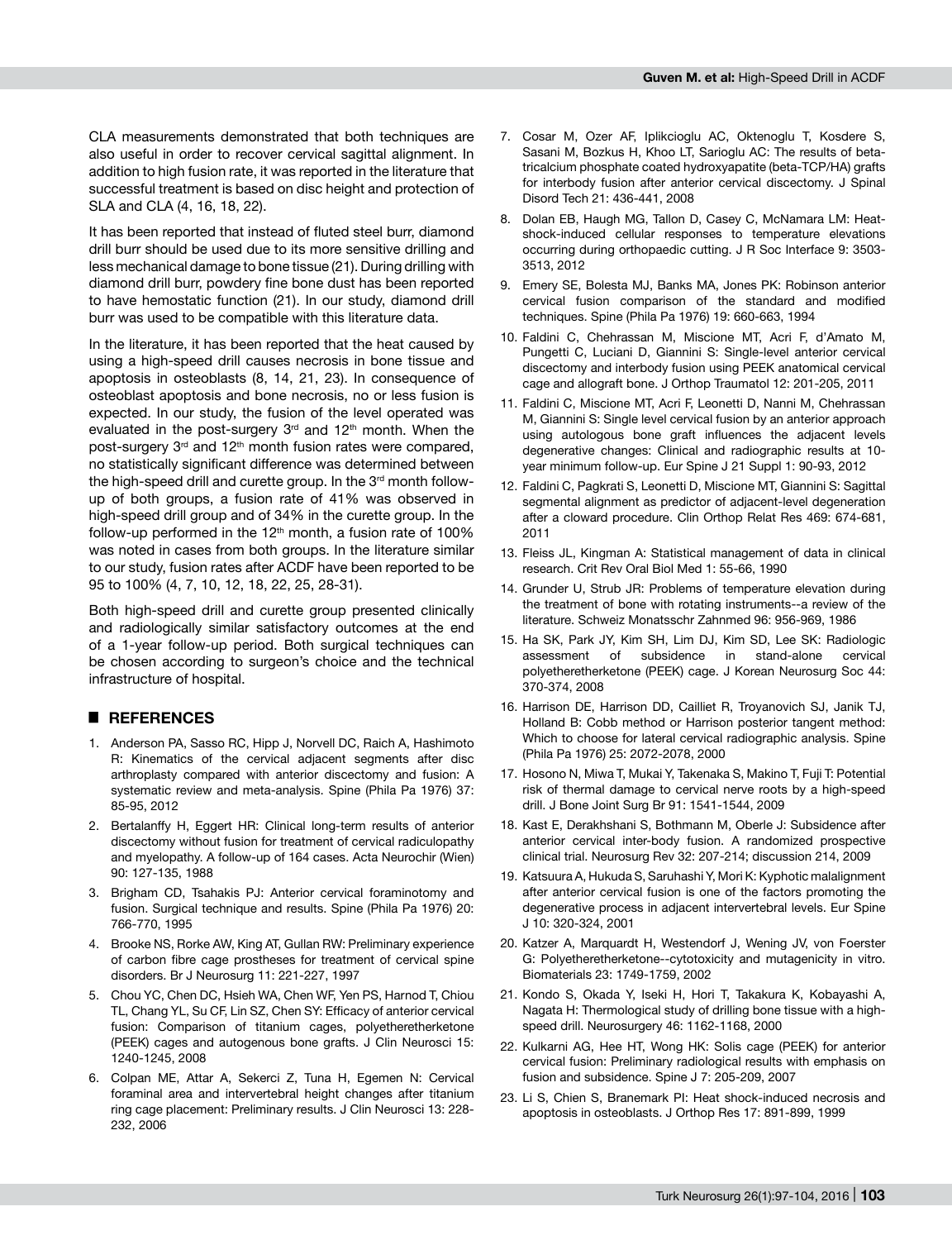CLA measurements demonstrated that both techniques are also useful in order to recover cervical sagittal alignment. In addition to high fusion rate, it was reported in the literature that successful treatment is based on disc height and protection of SLA and CLA (4, 16, 18, 22).

It has been reported that instead of fluted steel burr, diamond drill burr should be used due to its more sensitive drilling and less mechanical damage to bone tissue (21). During drilling with diamond drill burr, powdery fine bone dust has been reported to have hemostatic function (21). In our study, diamond drill burr was used to be compatible with this literature data.

In the literature, it has been reported that the heat caused by using a high-speed drill causes necrosis in bone tissue and apoptosis in osteoblasts (8, 14, 21, 23). In consequence of osteoblast apoptosis and bone necrosis, no or less fusion is expected. In our study, the fusion of the level operated was evaluated in the post-surgery 3rd and 12th month. When the post-surgery 3rd and 12th month fusion rates were compared, no statistically significant difference was determined between the high-speed drill and curette group. In the 3rd month follow-up of both groups, a fusion rate of 41% was observed in high-speed drill group and of 34% in the curette group. In the follow-up performed in the 12th month, a fusion rate of 100% was noted in cases from both groups. In the literature similar to our study, fusion rates after ACDF have been reported to be 95 to 100% (4, 7, 10, 12, 18, 22, 25, 28-31).

Both high-speed drill and curette group presented clinically and radiologically similar satisfactory outcomes at the end of a 1-year follow-up period. Both surgical techniques can be chosen according to surgeon's choice and the technical infrastructure of hospital.

## REFERENCES

1. Anderson PA, Sasso RC, Hipp J, Norvell DC, Raich A, Hashimoto R: Kinematics of the cervical adjacent segments after disc arthroplasty compared with anterior discectomy and fusion: A systematic review and meta-analysis. Spine (Phila Pa 1976) 37: 85-95, 2012
2. Bertalanffy H, Eggert HR: Clinical long-term results of anterior discectomy without fusion for treatment of cervical radiculopathy and myelopathy. A follow-up of 164 cases. Acta Neurochir (Wien) 90: 127-135, 1988
3. Brigham CD, Tsahakis PJ: Anterior cervical foraminotomy and fusion. Surgical technique and results. Spine (Phila Pa 1976) 20: 766-770, 1995
4. Brooke NS, Rorke AW, King AT, Gullan RW: Preliminary experience of carbon fibre cage prostheses for treatment of cervical spine disorders. Br J Neurosurg 11: 221-227, 1997
5. Chou YC, Chen DC, Hsieh WA, Chen WF, Yen PS, Harnod T, Chiou TL, Chang YL, Su CF, Lin SZ, Chen SY: Efficacy of anterior cervical fusion: Comparison of titanium cages, polyetheretherketone (PEEK) cages and autogenous bone grafts. J Clin Neurosci 15: 1240-1245, 2008
6. Colpan ME, Attar A, Sekerci Z, Tuna H, Egemen N: Cervical foraminal area and intervertebral height changes after titanium ring cage placement: Preliminary results. J Clin Neurosci 13: 228-232, 2006
7. Cosar M, Ozer AF, Iplikcioglu AC, Oktenoglu T, Kosdere S, Sasani M, Bozkus H, Khoo LT, Sarioglu AC: The results of beta-tricalcium phosphate coated hydroxyapatite (beta-TCP/HA) grafts for interbody fusion after anterior cervical discectomy. J Spinal Disord Tech 21: 436-441, 2008
8. Dolan EB, Haugh MG, Tallon D, Casey C, McNamara LM: Heat-shock-induced cellular responses to temperature elevations occurring during orthopaedic cutting. J R Soc Interface 9: 3503-3513, 2012
9. Emery SE, Bolesta MJ, Banks MA, Jones PK: Robinson anterior cervical fusion comparison of the standard and modified techniques. Spine (Phila Pa 1976) 19: 660-663, 1994
10. Faldini C, Chehrassan M, Miscione MT, Acri F, d'Amato M, Pungetti C, Luciani D, Giannini S: Single-level anterior cervical discectomy and interbody fusion using PEEK anatomical cervical cage and allograft bone. J Orthop Traumatol 12: 201-205, 2011
11. Faldini C, Miscione MT, Acri F, Leonetti D, Nanni M, Chehrassan M, Giannini S: Single level cervical fusion by an anterior approach using autologous bone graft influences the adjacent levels degenerative changes: Clinical and radiographic results at 10-year minimum follow-up. Eur Spine J 21 Suppl 1: 90-93, 2012
12. Faldini C, Pagkrati S, Leonetti D, Miscione MT, Giannini S: Sagittal segmental alignment as predictor of adjacent-level degeneration after a cloward procedure. Clin Orthop Relat Res 469: 674-681, 2011
13. Fleiss JL, Kingman A: Statistical management of data in clinical research. Crit Rev Oral Biol Med 1: 55-66, 1990
14. Grunder U, Strub JR: Problems of temperature elevation during the treatment of bone with rotating instruments--a review of the literature. Schweiz Monatsschr Zahnmed 96: 956-969, 1986
15. Ha SK, Park JY, Kim SH, Lim DJ, Kim SD, Lee SK: Radiologic assessment of subsidence in stand-alone cervical polyetheretherketone (PEEK) cage. J Korean Neurosurg Soc 44: 370-374, 2008
16. Harrison DE, Harrison DD, Cailliet R, Troyanovich SJ, Janik TJ, Holland B: Cobb method or Harrison posterior tangent method: Which to choose for lateral cervical radiographic analysis. Spine (Phila Pa 1976) 25: 2072-2078, 2000
17. Hosono N, Miwa T, Mukai Y, Takenaka S, Makino T, Fuji T: Potential risk of thermal damage to cervical nerve roots by a high-speed drill. J Bone Joint Surg Br 91: 1541-1544, 2009
18. Kast E, Derakhshani S, Bothmann M, Oberle J: Subsidence after anterior cervical inter-body fusion. A randomized prospective clinical trial. Neurosurg Rev 32: 207-214; discussion 214, 2009
19. Katsuura A, Hukuda S, Saruhashi Y, Mori K: Kyphotic malalignment after anterior cervical fusion is one of the factors promoting the degenerative process in adjacent intervertebral levels. Eur Spine J 10: 320-324, 2001
20. Katzer A, Marquardt H, Westendorf J, Wening JV, von Foerster G: Polyetheretherketone--cytotoxicity and mutagenicity in vitro. Biomaterials 23: 1749-1759, 2002
21. Kondo S, Okada Y, Iseki H, Hori T, Takakura K, Kobayashi A, Nagata H: Thermological study of drilling bone tissue with a high-speed drill. Neurosurgery 46: 1162-1168, 2000
22. Kulkarni AG, Hee HT, Wong HK: Solis cage (PEEK) for anterior cervical fusion: Preliminary radiological results with emphasis on fusion and subsidence. Spine J 7: 205-209, 2007
23. Li S, Chien S, Branemark PI: Heat shock-induced necrosis and apoptosis in osteoblasts. J Orthop Res 17: 891-899, 1999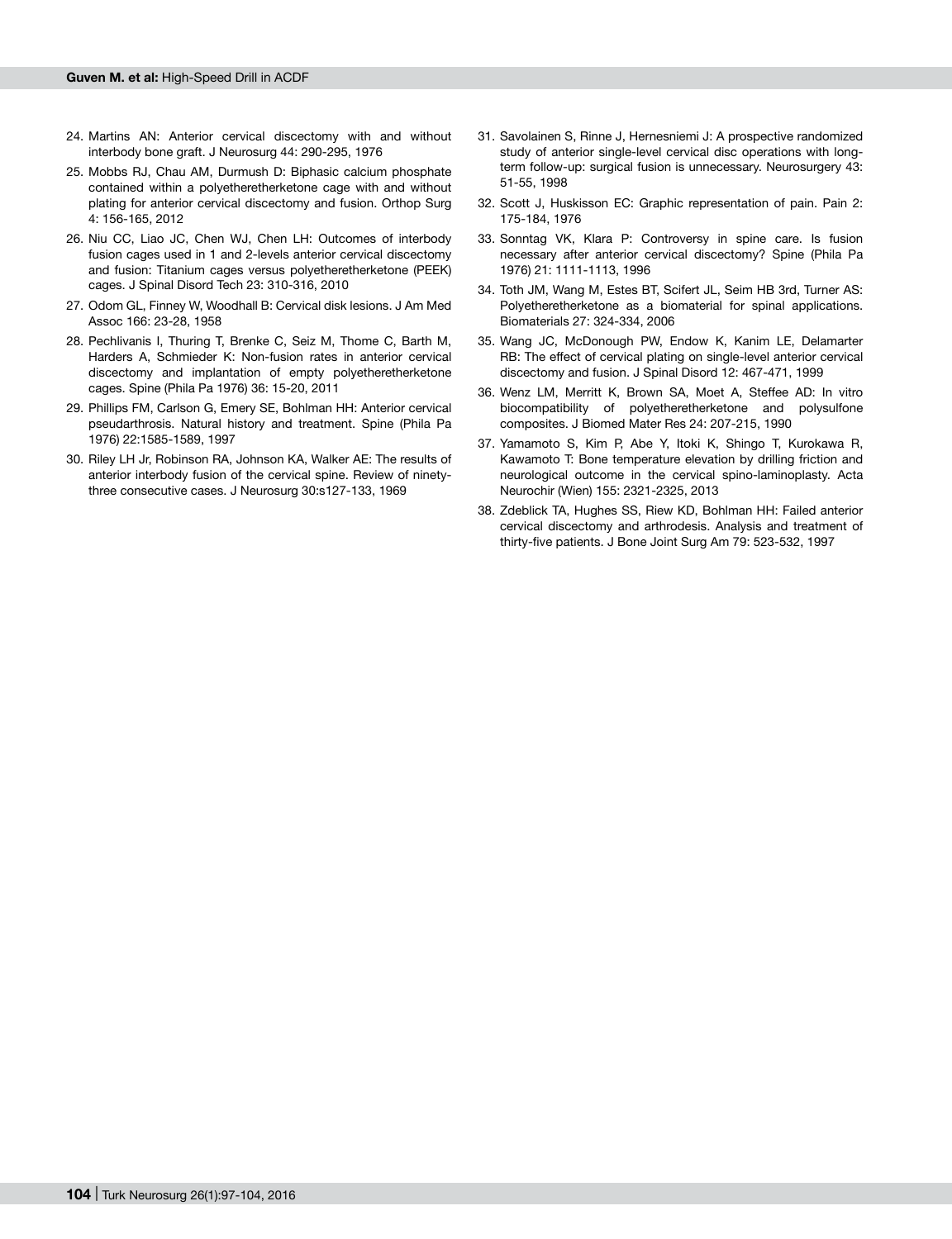24. Martins AN: Anterior cervical discectomy with and without interbody bone graft. J Neurosurg 44: 290-295, 1976
25. Mobbs RJ, Chau AM, Durmush D: Biphasic calcium phosphate contained within a polyetheretherketone cage with and without plating for anterior cervical discectomy and fusion. Orthop Surg 4: 156-165, 2012
26. Niu CC, Liao JC, Chen WJ, Chen LH: Outcomes of interbody fusion cages used in 1 and 2-levels anterior cervical discectomy and fusion: Titanium cages versus polyetheretherketone (PEEK) cages. J Spinal Disord Tech 23: 310-316, 2010
27. Odom GL, Finney W, Woodhall B: Cervical disk lesions. J Am Med Assoc 166: 23-28, 1958
28. Pechlivanis I, Thuring T, Brenke C, Seiz M, Thome C, Barth M, Harders A, Schmieder K: Non-fusion rates in anterior cervical discectomy and implantation of empty polyetheretherketone cages. Spine (Phila Pa 1976) 36: 15-20, 2011
29. Phillips FM, Carlson G, Emery SE, Bohlman HH: Anterior cervical pseudarthrosis. Natural history and treatment. Spine (Phila Pa 1976) 22:1585-1589, 1997
30. Riley LH Jr, Robinson RA, Johnson KA, Walker AE: The results of anterior interbody fusion of the cervical spine. Review of ninety-three consecutive cases. J Neurosurg 30:s127-133, 1969
31. Savolainen S, Rinne J, Hernesniemi J: A prospective randomized study of anterior single-level cervical disc operations with long-term follow-up: surgical fusion is unnecessary. Neurosurgery 43: 51-55, 1998
32. Scott J, Huskisson EC: Graphic representation of pain. Pain 2: 175-184, 1976
33. Sonntag VK, Klara P: Controversy in spine care. Is fusion necessary after anterior cervical discectomy? Spine (Phila Pa 1976) 21: 1111-1113, 1996
34. Toth JM, Wang M, Estes BT, Scifert JL, Seim HB 3rd, Turner AS: Polyetheretherketone as a biomaterial for spinal applications. Biomaterials 27: 324-334, 2006
35. Wang JC, McDonough PW, Endow K, Kanim LE, Delamarter RB: The effect of cervical plating on single-level anterior cervical discectomy and fusion. J Spinal Disord 12: 467-471, 1999
36. Wenz LM, Merritt K, Brown SA, Moet A, Steffee AD: In vitro biocompatibility of polyetheretherketone and polysulfone composites. J Biomed Mater Res 24: 207-215, 1990
37. Yamamoto S, Kim P, Abe Y, Itoki K, Shingo T, Kurokawa R, Kawamoto T: Bone temperature elevation by drilling friction and neurological outcome in the cervical spino-laminoplasty. Acta Neurochir (Wien) 155: 2321-2325, 2013
38. Zdeblick TA, Hughes SS, Riew KD, Bohlman HH: Failed anterior cervical discectomy and arthrodesis. Analysis and treatment of thirty-five patients. J Bone Joint Surg Am 79: 523-532, 1997